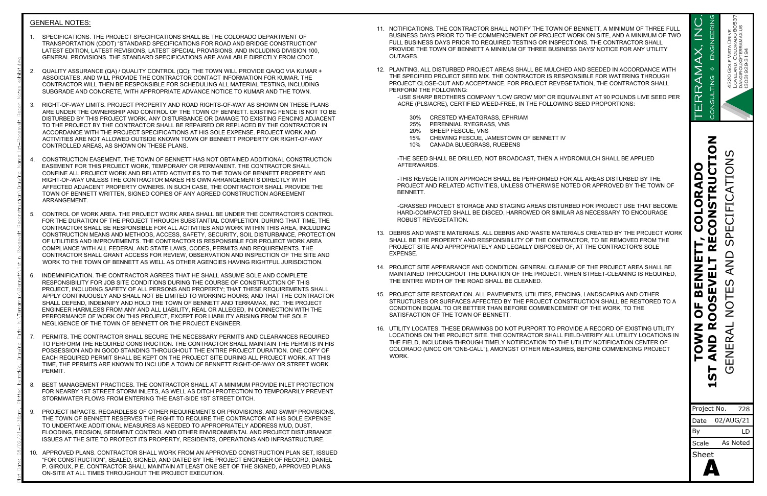## GENERAL NOTES:

1. SPECIFICATIONS. THE PROJECT SPECIFICATIONS SHALL BE THE COLORADO DEPARTMENT OF TRANSPORTATION (CDOT) "STANDARD SPECIFICATIONS FOR ROAD AND BRIDGE CONSTRUCTION" LATEST EDITION, LATEST REVISIONS, LATEST SPECIAL PROVISIONS, AND INCLUDING DIVISION 100, GENERAL PROVISIONS. THE STANDARD SPECIFICATIONS ARE AVAILABLE DIRECTLY FROM CDOT.

2. QUALITY ASSURANCE (QA) / QUALITY CONTROL (QC): THE TOWN WILL PROVIDE QA/QC VIA KUMAR + ASSOICIATES, AND WILL PROVIDE THE CONTRACTOR CONTACT INFORMATION FOR KUMAR. THE CONTRACTOR WILL THEN BE RESPONSIBLE FOR SCHEDULING ALL MATERIAL TESTING, INCLUDING SUBGRADE AND CONCRETE, WITH APPROPRIATE ADVANCE NOTICE TO KUMAR AND THE TOWN.

3. RIGHT-OF-WAY LIMITS. PROJECT PROPERTY AND ROAD RIGHTS-OF-WAY AS SHOWN ON THESE PLANS ARE UNDER THE OWNERSHIP AND CONTROL OF THE TOWN OF BENNETT. EXISTING FENCE IS NOT TO BE DISTURBED BY THIS PROJECT WORK. ANY DISTURBANCE OR DAMAGE TO EXISTING FENCING ADJACENT TO THE PROJECT BY THE CONTRACTOR SHALL BE REPAIRED OR REPLACED BY THE CONTRACTOR IN ACCORDANCE WITH THE PROJECT SPECIFICATIONS AT HIS SOLE EXPENSE. PROJECT WORK AND ACTIVITIES ARE NOT ALLOWED OUTSIDE KNOWN TOWN OF BENNETT PROPERTY OR RIGHT-OF-WAY CONTROLLED AREAS, AS SHOWN ON THESE PLANS.

4. CONSTRUCTION EASEMENT. THE TOWN OF BENNETT HAS NOT OBTAINED ADDITIONAL CONSTRUCTION EASEMENT FOR THIS PROJECT WORK, TEMPORARY OR PERMANENT. THE CONTRACTOR SHALL CONFINE ALL PROJECT WORK AND RELATED ACTIVITIES TO THE TOWN OF BENNETT PROPERTY AND RIGHT-OF-WAY UNLESS THE CONTRACTOR MAKES HIS OWN ARRANGEMENTS DIRECTLY WITH AFFECTED ADJACENT PROPERTY OWNERS. IN SUCH CASE, THE CONTRACTOR SHALL PROVIDE THE TOWN OF BENNETT WRITTEN, SIGNED COPIES OF ANY AGREED CONSTRUCTION AGREEMENT ARRANGEMENT.

5. CONTROL OF WORK AREA. THE PROJECT WORK AREA SHALL BE UNDER THE CONTRACTOR'S CONTROL FOR THE DURATION OF THE PROJECT THROUGH SUBSTANTIAL COMPLETION. DURING THAT TIME, THE CONTRACTOR SHALL BE RESPONSIBLE FOR ALL ACTIVITIES AND WORK WITHIN THIS AREA, INCLUDING CONSTRUCTION MEANS AND METHODS, ACCESS, SAFETY, SECURITY, SOIL DISTURBANCE, PROTECTION OF UTILITIES AND IMPROVEMENTS. THE CONTRACTOR IS RESPONSIBLE FOR PROJECT WORK AREA COMPLIANCE WITH ALL FEDERAL AND STATE LAWS, CODES, PERMITS AND REQUIREMENTS. THE CONTRACTOR SHALL GRANT ACCESS FOR REVIEW, OBSERVATION AND INSPECTION OF THE SITE AND WORK TO THE TOWN OF BENNETT AS WELL AS OTHER AGENCIES HAVING RIGHTFUL JURISDICTION.

6. INDEMNIFICATION. THE CONTRACTOR AGREES THAT HE SHALL ASSUME SOLE AND COMPLETE RESPONSIBILITY FOR JOB SITE CONDITIONS DURING THE COURSE OF CONSTRUCTION OF THIS PROJECT, INCLUDING SAFETY OF ALL PERSONS AND PROPERTY; THAT THESE REQUIREMENTS SHALL APPLY CONTINUOUSLY AND SHALL NOT BE LIMITED TO WORKING HOURS; AND THAT THE CONTRACTOR SHALL DEFEND, INDEMNIFY AND HOLD THE TOWN OF BENNETT AND TERRAMAX, INC. THE PROJECT ENGINEER HARMLESS FROM ANY AND ALL LIABILITY, REAL OR ALLEGED, IN CONNECTION WITH THE PERFORMANCE OF WORK ON THIS PROJECT, EXCEPT FOR LIABILITY ARISING FROM THE SOLE NEGLIGENCE OF THE TOWN OF BENNETT OR THE PROJECT ENGINEER.

7. PERMITS. THE CONTRACTOR SHALL SECURE THE NECESSARY PERMITS AND CLEARANCES REQUIRED TO PERFORM THE REQUIRED CONSTRUCTION. THE CONTRACTOR SHALL MAINTAIN THE PERMITS IN HIS POSSESSION AND IN GOOD STANDING THROUGHOUT THE ENTIRE PROJECT DURATION. ONE COPY OF EACH REQUIRED PERMIT SHALL BE KEPT ON THE PROJECT SITE DURING ALL PROJECT WORK. AT THIS TIME, THE PERMITS ARE KNOWN TO INCLUDE A TOWN OF BENNETT RIGHT-OF-WAY OR STREET WORK PERMIT.

8. BEST MANAGEMENT PRACTICES. THE CONTRACTOR SHALL AT A MINIMUM PROVIDE INLET PROTECTION FOR NEARBY 1ST STREET STORM INLETS, AS WELL AS DITCH PROTECTION TO TEMPORARILY PREVENT STORMWATER FLOWS FROM ENTERING THE EAST-SIDE 1ST STREET DITCH.

9. PROJECT IMPACTS. REGARDLESS OF OTHER REQUIREMENTS OR PROVISIONS, AND SWMP PROVISIONS, THE TOWN OF BENNETT RESERVES THE RIGHT TO REQUIRE THE CONTRACTOR AT HIS SOLE EXPENSE TO UNDERTAKE ADDITIONAL MEASURES AS NEEDED TO APPROPRIATELY ADDRESS MUD, DUST, FLOODING, EROSION, SEDIMENT CONTROL AND OTHER ENVIRONMENTAL AND PROJECT DISTURBANCE ISSUES AT THE SITE TO PROTECT ITS PROPERTY, RESIDENTS, OPERATIONS AND INFRASTRUCTURE.

10. APPROVED PLANS. CONTRACTOR SHALL WORK FROM AN APPROVED CONSTRUCTION PLAN SET, ISSUED "FOR CONSTRUCTION", SEALED, SIGNED, AND DATED BY THE PROJECT ENGINEER OF RECORD, DANIEL P. GIROUX, P.E. CONTRACTOR SHALL MAINTAIN AT LEAST ONE SET OF THE SIGNED, APPROVED PLANS ON-SITE AT ALL TIMES THROUGHOUT THE PROJECT EXECUTION.

11. NOTIFICATIONS. THE CONTRACTOR SHALL NOTIFY THE TOWN OF BENNETT, A MINIMUM OF THREE FULL BUSINESS DAYS PRIOR TO THE COMMENCEMENT OF PROJECT WORK ON SITE, AND A MINIMUM OF TWO FULL BUSINESS DAYS PRIOR TO REQUIRED TESTING OR INSPECTIONS. THE CONTRACTOR SHALL PROVIDE THE TOWN OF BENNETT A MINIMUM OF THREE BUSINESS DAYS' NOTICE FOR ANY UTILITY OUTAGES.

12. PLANTING. ALL DISTURBED PROJECT AREAS SHALL BE MULCHED AND SEEDED IN ACCORDANCE WITH THE SPECIFIED PROJECT SEED MIX. THE CONTRACTOR IS RESPONSIBLE FOR WATERING THROUGH PROJECT CLOSE-OUT AND ACCEPTANCE. FOR PROJECT REVEGETATION, THE CONTRACTOR SHALL PERFORM THE FOLLOWING:

   -USE SHARP BROTHERS COMPANY "LOW GROW MIX" OR EQUIVALENT AT 90 POUNDS LIVE SEED PER ACRE (PLS/ACRE), CERTIFIED WEED-FREE, IN THE FOLLOWING SEED PROPORTIONS:

   - 30% CRESTED WHEATGRASS, EPHRIAM
   - 25% PERENNIAL RYEGRASS, VNS
   - 20% SHEEP FESCUE, VNS
   - 15% CHEWING FESCUE, JAMESTOWN OF BENNETT IV
   - 10% CANADA BLUEGRASS, RUEBENS

   -THE SEED SHALL BE DRILLED, NOT BROADCAST, THEN A HYDROMULCH SHALL BE APPLIED AFTERWARDS.

   -THIS REVEGETATION APPROACH SHALL BE PERFORMED FOR ALL AREAS DISTURBED BY THE PROJECT AND RELATED ACTIVITIES, UNLESS OTHERWISE NOTED OR APPROVED BY THE TOWN OF BENNETT.

   -GRASSED PROJECT STORAGE AND STAGING AREAS DISTURBED FOR PROJECT USE THAT BECOME HARD-COMPACTED SHALL BE DISCED, HARROWED OR SIMILAR AS NECESSARY TO ENCOURAGE ROBUST REVEGETATION.

13. DEBRIS AND WASTE MATERIALS. ALL DEBRIS AND WASTE MATERIALS CREATED BY THE PROJECT WORK SHALL BE THE PROPERTY AND RESPONSIBILITY OF THE CONTRACTOR, TO BE REMOVED FROM THE PROJECT SITE AND APPROPRIATELY AND LEGALLY DISPOSED OF, AT THE CONTRACTOR'S SOLE EXPENSE.

14. PROJECT SITE APPEARANCE AND CONDITION. GENERAL CLEANUP OF THE PROJECT AREA SHALL BE MAINTAINED THROUGHOUT THE DURATION OF THE PROJECT. WHEN STREET-CLEANING IS REQUIRED, THE ENTIRE WIDTH OF THE ROAD SHALL BE CLEANED.

15. PROJECT SITE RESTORATION. ALL PAVEMENTS, UTILITIES, FENCING, LANDSCAPING AND OTHER STRUCTURES OR SURFACES AFFECTED BY THE PROJECT CONSTRUCTION SHALL BE RESTORED TO A CONDITION EQUAL TO OR BETTER THAN BEFORE COMMENCEMENT OF THE WORK, TO THE SATISFACTION OF THE TOWN OF BENNETT.

16. UTILITY LOCATES. THESE DRAWINGS DO NOT PURPORT TO PROVIDE A RECORD OF EXISTING UTILITY LOCATIONS ON THE PROJECT SITE. THE CONTRACTOR SHALL FIELD-VERIFY ALL UTILITY LOCATIONS IN THE FIELD, INCLUDING THROUGH TIMELY NOTIFICATION TO THE UTILITY NOTIFICATION CENTER OF COLORADO (UNCC OR "ONE-CALL"), AMONGST OTHER MEASURES, BEFORE COMMENCING PROJECT WORK.

TERRAMAX, INC.
CONSULTING ◊ ENGINEERING
4220 GOLF VISTA DRIVE
LOVELAND, COLORADO 80537
DANGIROUX@TERRAMAX.US
(303) 929-3194

**TOWN OF BENNETT, COLORADO**
**1ST AND ROOSEVELT RECONSTRUCTION**
GENERAL NOTES AND SPECIFICATIONS

| | |
|---|---|
| Project No. | 728 |
| Date | 02/AUG/21 |
| By | LD |
| Scale | As Noted |
| Sheet | A |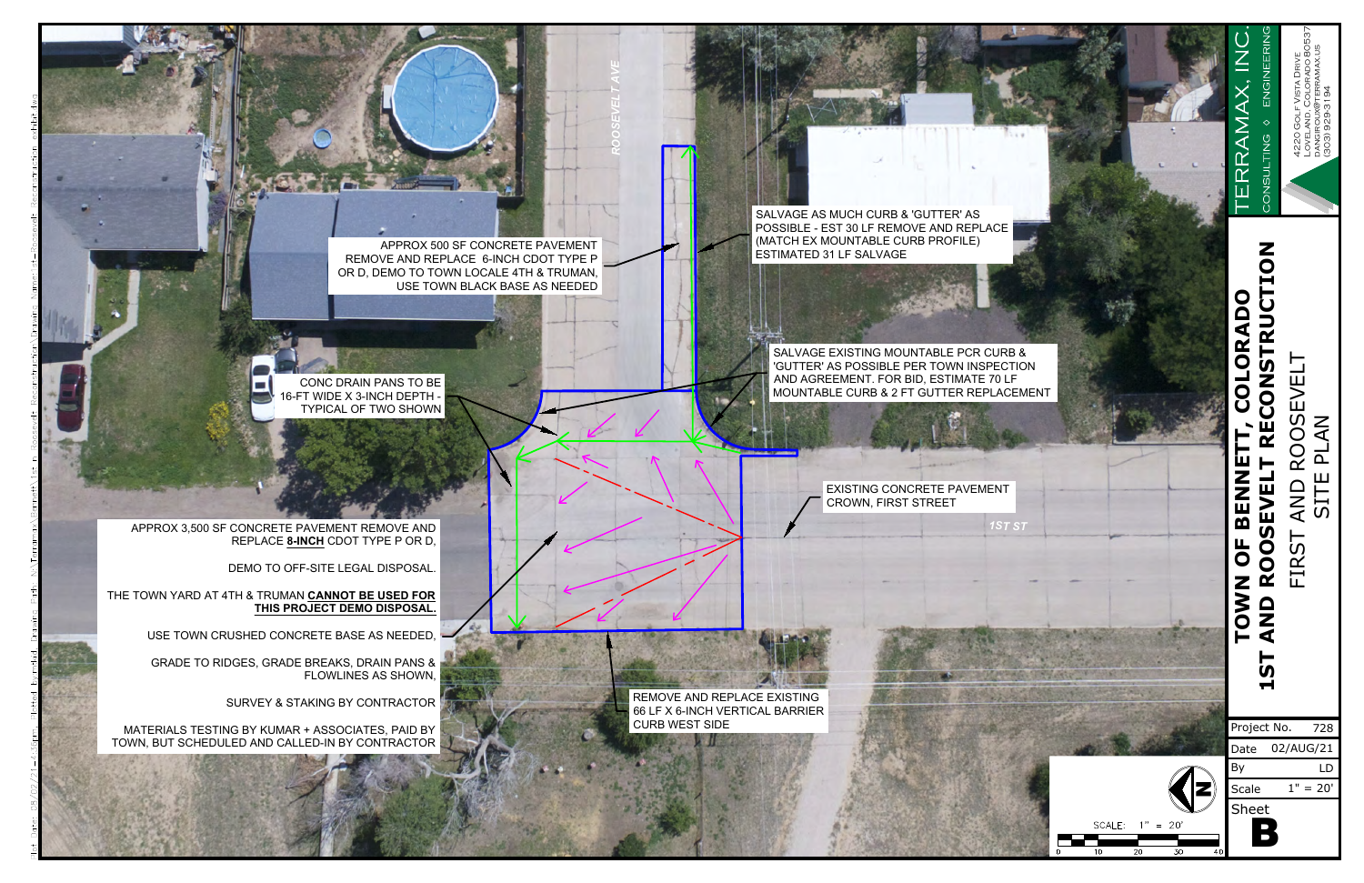# TOWN OF BENNETT, COLORADO
# 1ST AND ROOSEVELT RECONSTRUCTION

## FIRST AND ROOSEVELT SITE PLAN

ROOSEVELT AVE

1ST ST

APPROX 500 SF CONCRETE PAVEMENT REMOVE AND REPLACE 6-INCH CDOT TYPE P OR D, DEMO TO TOWN LOCALE 4TH & TRUMAN, USE TOWN BLACK BASE AS NEEDED

SALVAGE AS MUCH CURB & 'GUTTER' AS POSSIBLE - EST 30 LF REMOVE AND REPLACE (MATCH EX MOUNTABLE CURB PROFILE) ESTIMATED 31 LF SALVAGE

SALVAGE EXISTING MOUNTABLE PCR CURB & 'GUTTER' AS POSSIBLE PER TOWN INSPECTION AND AGREEMENT. FOR BID, ESTIMATE 70 LF MOUNTABLE CURB & 2 FT GUTTER REPLACEMENT

CONC DRAIN PANS TO BE 16-FT WIDE X 3-INCH DEPTH - TYPICAL OF TWO SHOWN

EXISTING CONCRETE PAVEMENT CROWN, FIRST STREET

APPROX 3,500 SF CONCRETE PAVEMENT REMOVE AND REPLACE **8-INCH** CDOT TYPE P OR D,

DEMO TO OFF-SITE LEGAL DISPOSAL.

THE TOWN YARD AT 4TH & TRUMAN **CANNOT BE USED FOR THIS PROJECT DEMO DISPOSAL.**

USE TOWN CRUSHED CONCRETE BASE AS NEEDED,

GRADE TO RIDGES, GRADE BREAKS, DRAIN PANS & FLOWLINES AS SHOWN,

SURVEY & STAKING BY CONTRACTOR

MATERIALS TESTING BY KUMAR + ASSOCIATES, PAID BY TOWN, BUT SCHEDULED AND CALLED-IN BY CONTRACTOR

REMOVE AND REPLACE EXISTING 66 LF X 6-INCH VERTICAL BARRIER CURB WEST SIDE

SCALE: 1" = 20'

0 10 20 30 40

TERRAMAX, INC.
CONSULTING ◇ ENGINEERING

4220 Golf Vista Drive
Loveland, Colorado 80537
dangiroux@terramax.us
(303) 929-3194

| | |
|---|---|
| Project No. | 728 |
| Date | 02/AUG/21 |
| By | LD |
| Scale | 1" = 20' |
| Sheet | B |